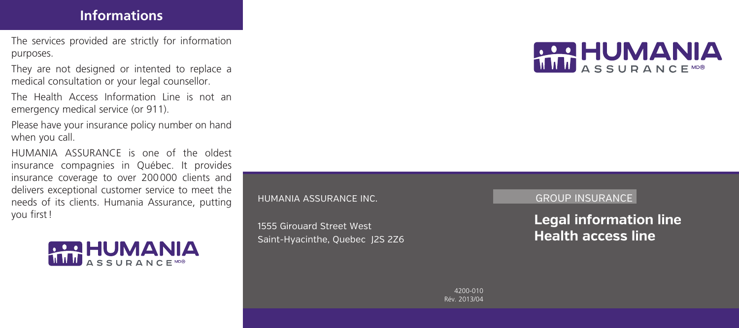## Informations

The services provided are strictly for information purposes.

They are not designed or intented to replace a medical consultation or your legal counsellor.

The Health Access Information Line is not an emergency medical service (or 911).

Please have your insurance policy number on hand when you call.

HUMANIA ASSURANCE is one of the oldest insurance compagnies in Québec. It provides insurance coverage to over 200 000 clients and delivers exceptional customer service to meet the needs of its clients. Humania Assurance, putting you first !

HUMANIA ASSURANCE MD®

HUMANIA ASSURANCE MD®

HUMANIA ASSURANCE INC.

1555 Girouard Street West
Saint-Hyacinthe, Quebec J2S 2Z6

GROUP INSURANCE

**Legal information line**
**Health access line**

4200-010
Rév. 2013/04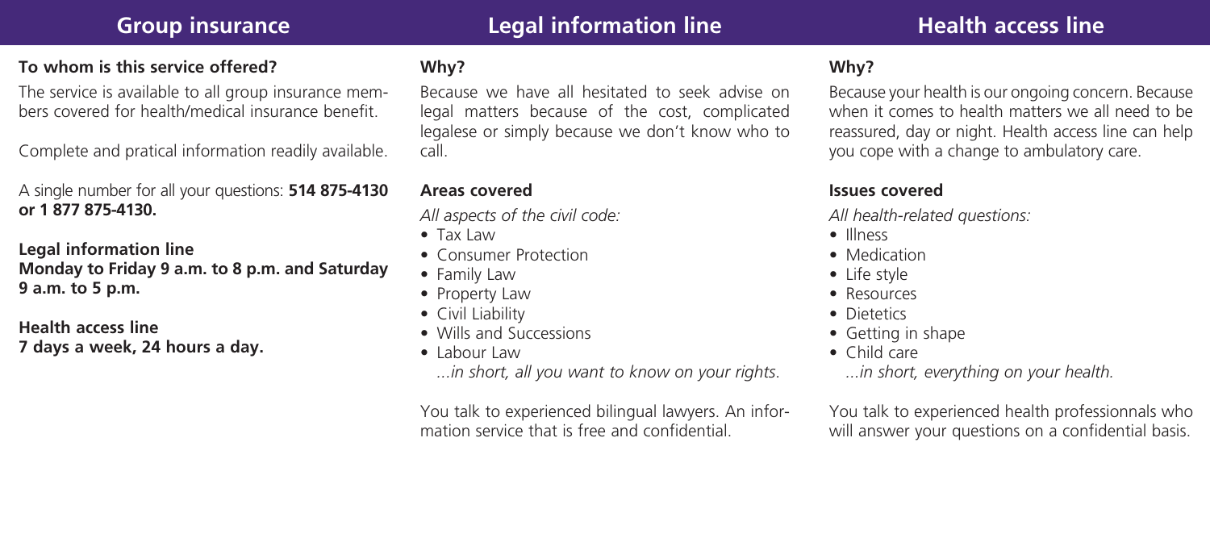## Group insurance

**To whom is this service offered?**

The service is available to all group insurance members covered for health/medical insurance benefit.

Complete and pratical information readily available.

A single number for all your questions: **514 875-4130 or 1 877 875-4130.**

**Legal information line**
**Monday to Friday 9 a.m. to 8 p.m. and Saturday 9 a.m. to 5 p.m.**

**Health access line**
**7 days a week, 24 hours a day.**

## Legal information line

**Why?**

Because we have all hesitated to seek advise on legal matters because of the cost, complicated legalese or simply because we don't know who to call.

**Areas covered**

*All aspects of the civil code:*

- Tax Law
- Consumer Protection
- Family Law
- Property Law
- Civil Liability
- Wills and Successions
- Labour Law

*...in short, all you want to know on your rights.*

You talk to experienced bilingual lawyers. An information service that is free and confidential.

## Health access line

**Why?**

Because your health is our ongoing concern. Because when it comes to health matters we all need to be reassured, day or night. Health access line can help you cope with a change to ambulatory care.

**Issues covered**

*All health-related questions:*

- Illness
- Medication
- Life style
- Resources
- Dietetics
- Getting in shape
- Child care

*...in short, everything on your health.*

You talk to experienced health professionnals who will answer your questions on a confidential basis.